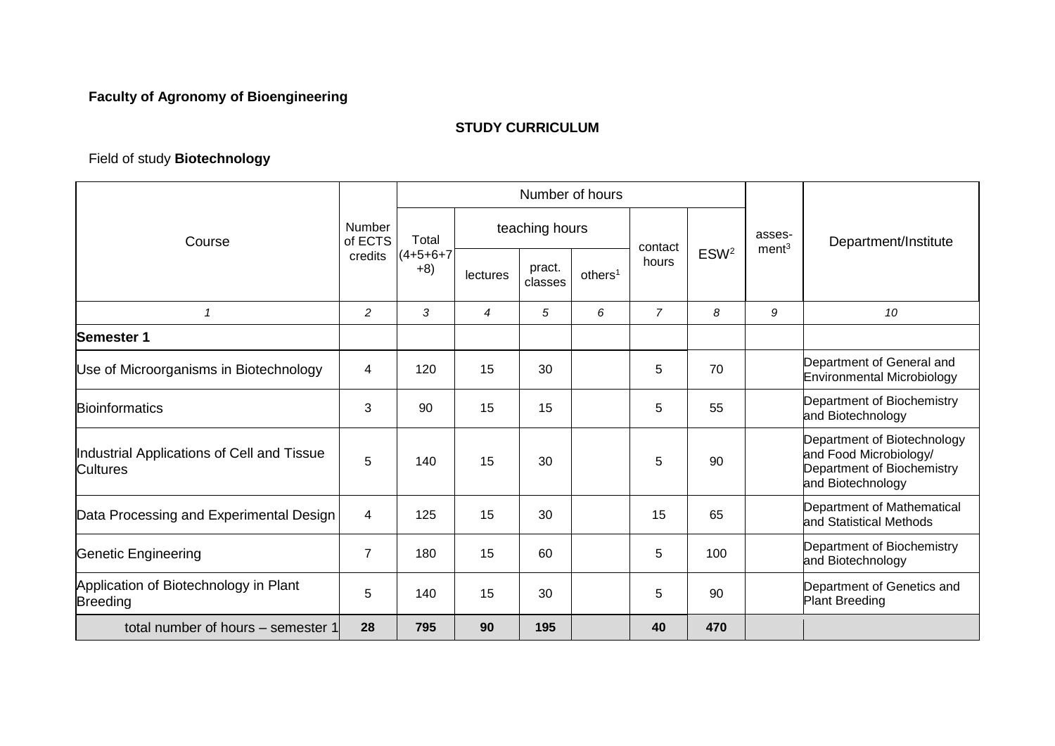**Faculty of Agronomy of Bioengineering**

**STUDY CURRICULUM**

Field of study **Biotechnology**

| Course | Number of ECTS credits | Number of hours | | | | | | asses-ment[3] | Department/Institute |
|---|---|---|---|---|---|---|---|---|---|
| | | Total (4+5+6+7+8) | teaching hours | | | contact hours | ESW[2] | | |
| | | | lectures | pract. classes | others[1] | | | | |
| *1* | *2* | *3* | *4* | *5* | *6* | *7* | *8* | *9* | *10* |
| **Semester 1** | | | | | | | | | |
| Use of Microorganisms in Biotechnology | 4 | 120 | 15 | 30 | | 5 | 70 | | Department of General and Environmental Microbiology |
| Bioinformatics | 3 | 90 | 15 | 15 | | 5 | 55 | | Department of Biochemistry and Biotechnology |
| Industrial Applications of Cell and Tissue Cultures | 5 | 140 | 15 | 30 | | 5 | 90 | | Department of Biotechnology and Food Microbiology/ Department of Biochemistry and Biotechnology |
| Data Processing and Experimental Design | 4 | 125 | 15 | 30 | | 15 | 65 | | Department of Mathematical and Statistical Methods |
| Genetic Engineering | 7 | 180 | 15 | 60 | | 5 | 100 | | Department of Biochemistry and Biotechnology |
| Application of Biotechnology in Plant Breeding | 5 | 140 | 15 | 30 | | 5 | 90 | | Department of Genetics and Plant Breeding |
| total number of hours – semester 1 | **28** | **795** | **90** | **195** | | **40** | **470** | | |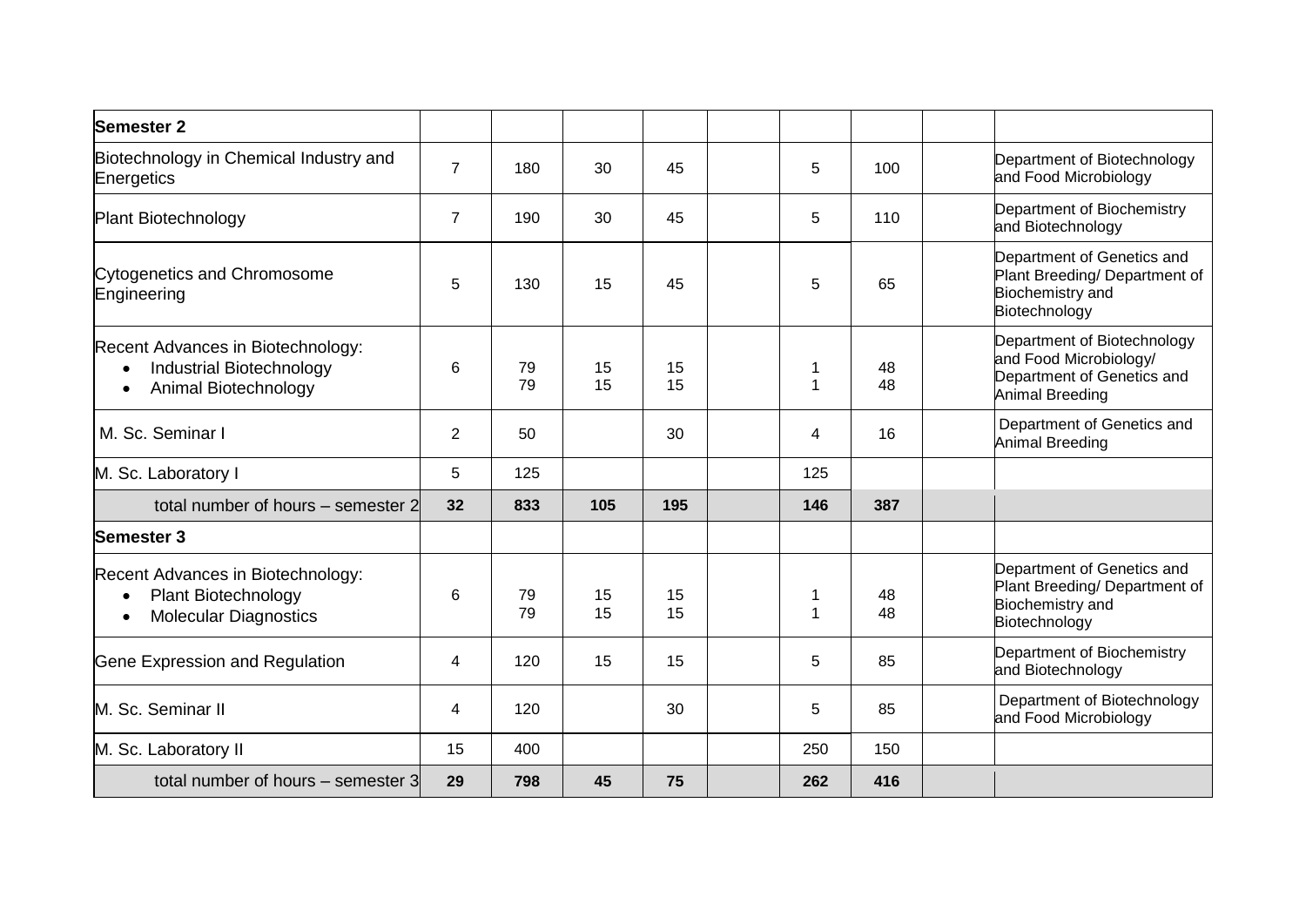| Semester 2 | | | | | | | | | |
|---|---|---|---|---|---|---|---|---|---|
| Biotechnology in Chemical Industry and Energetics | 7 | 180 | 30 | 45 | | 5 | 100 | | Department of Biotechnology and Food Microbiology |
| Plant Biotechnology | 7 | 190 | 30 | 45 | | 5 | 110 | | Department of Biochemistry and Biotechnology |
| Cytogenetics and Chromosome Engineering | 5 | 130 | 15 | 45 | | 5 | 65 | | Department of Genetics and Plant Breeding/ Department of Biochemistry and Biotechnology |
| Recent Advances in Biotechnology:<br>• Industrial Biotechnology<br>• Animal Biotechnology | 6 | 79<br>79 | 15<br>15 | 15<br>15 | | 1<br>1 | 48<br>48 | | Department of Biotechnology and Food Microbiology/ Department of Genetics and Animal Breeding |
| M. Sc. Seminar I | 2 | 50 | | 30 | | 4 | 16 | | Department of Genetics and Animal Breeding |
| M. Sc. Laboratory I | 5 | 125 | | | | 125 | | | |
| **total number of hours – semester 2** | **32** | **833** | **105** | **195** | | **146** | **387** | | |
| **Semester 3** | | | | | | | | | |
| Recent Advances in Biotechnology:<br>• Plant Biotechnology<br>• Molecular Diagnostics | 6 | 79<br>79 | 15<br>15 | 15<br>15 | | 1<br>1 | 48<br>48 | | Department of Genetics and Plant Breeding/ Department of Biochemistry and Biotechnology |
| Gene Expression and Regulation | 4 | 120 | 15 | 15 | | 5 | 85 | | Department of Biochemistry and Biotechnology |
| M. Sc. Seminar II | 4 | 120 | | 30 | | 5 | 85 | | Department of Biotechnology and Food Microbiology |
| M. Sc. Laboratory II | 15 | 400 | | | | 250 | 150 | | |
| **total number of hours – semester 3** | **29** | **798** | **45** | **75** | | **262** | **416** | | |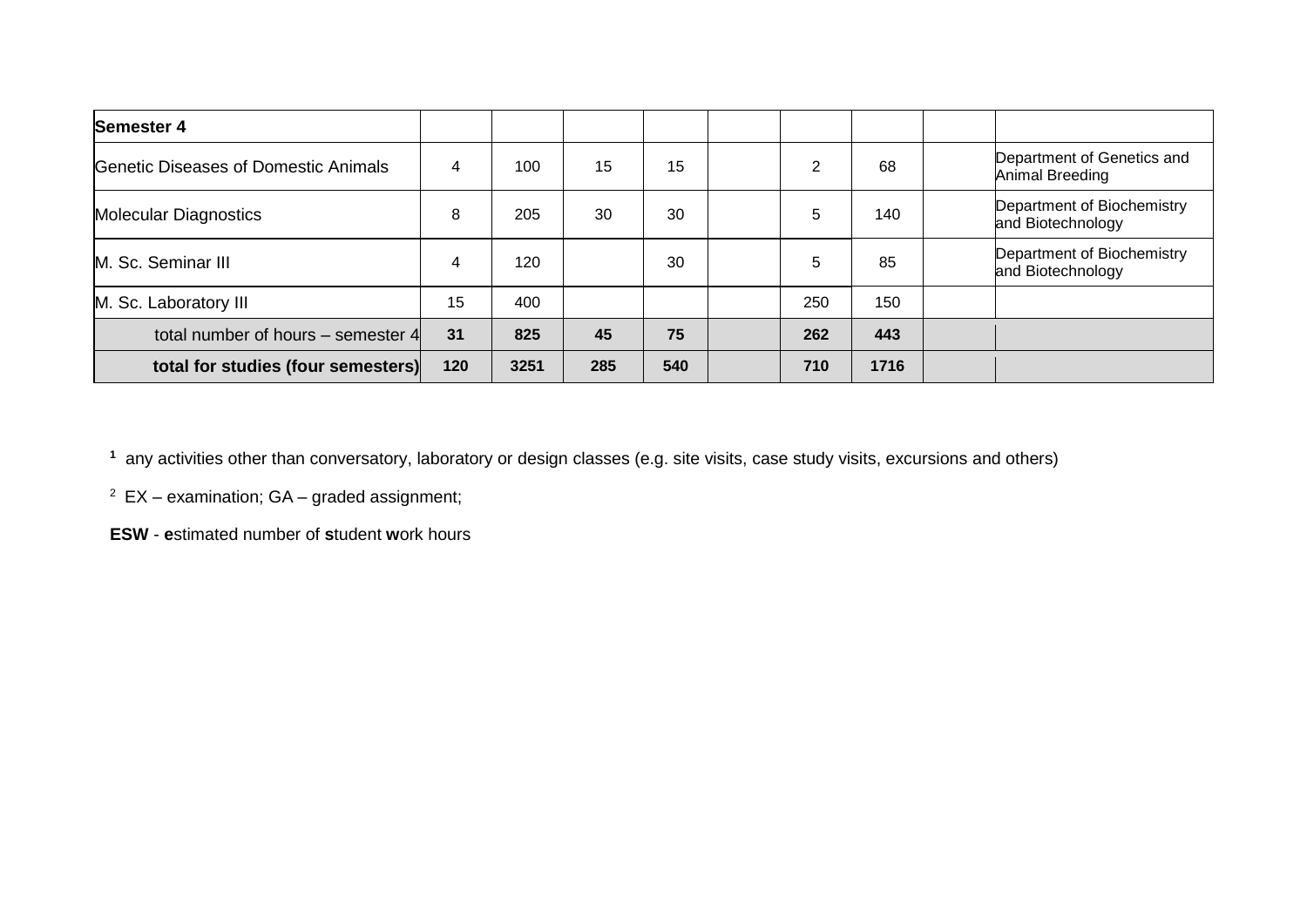| | | | | | | | | | |
|---|---|---|---|---|---|---|---|---|---|
| **Semester 4** | | | | | | | | | |
| Genetic Diseases of Domestic Animals | 4 | 100 | 15 | 15 | | 2 | 68 | | Department of Genetics and Animal Breeding |
| Molecular Diagnostics | 8 | 205 | 30 | 30 | | 5 | 140 | | Department of Biochemistry and Biotechnology |
| M. Sc. Seminar III | 4 | 120 | | 30 | | 5 | 85 | | Department of Biochemistry and Biotechnology |
| M. Sc. Laboratory III | 15 | 400 | | | | 250 | 150 | | |
| total number of hours – semester 4 | **31** | **825** | **45** | **75** | | **262** | **443** | | |
| **total for studies (four semesters)** | **120** | **3251** | **285** | **540** | | **710** | **1716** | | |

[1] any activities other than conversatory, laboratory or design classes (e.g. site visits, case study visits, excursions and others)

[2] EX – examination; GA – graded assignment;

**ESW** - **e**stimated number of **s**tudent **w**ork hours